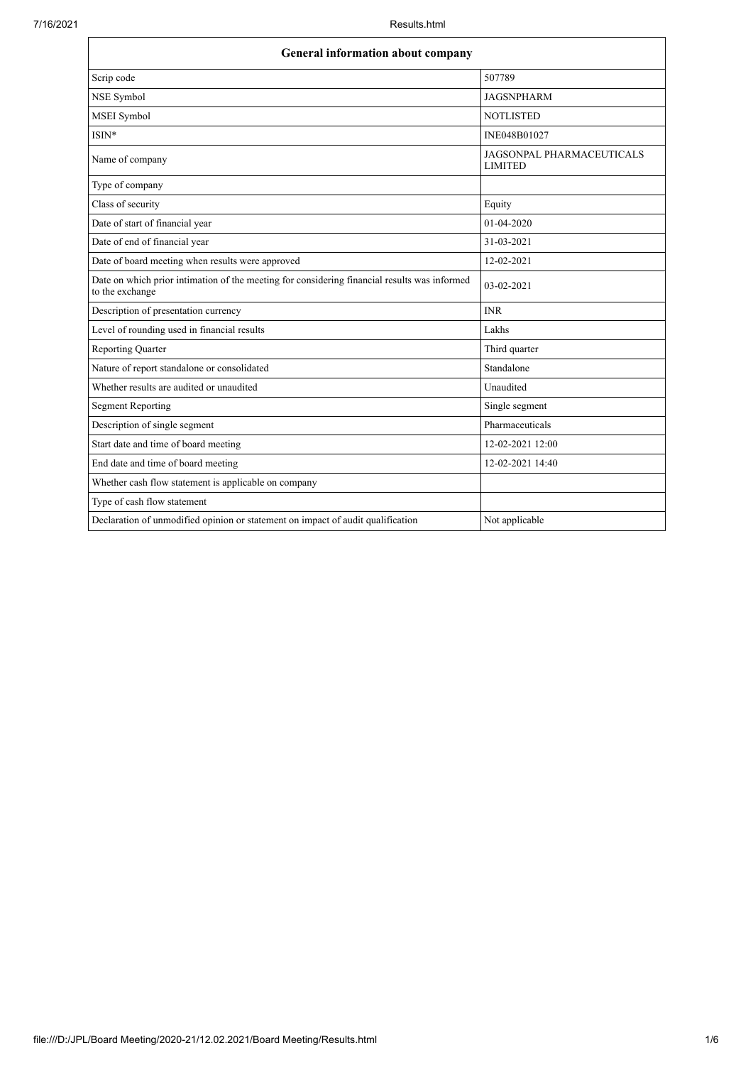| General information about company | |
|---|---|
| Scrip code | 507789 |
| NSE Symbol | JAGSNPHARM |
| MSEI Symbol | NOTLISTED |
| ISIN* | INE048B01027 |
| Name of company | JAGSONPAL PHARMACEUTICALS LIMITED |
| Type of company | |
| Class of security | Equity |
| Date of start of financial year | 01-04-2020 |
| Date of end of financial year | 31-03-2021 |
| Date of board meeting when results were approved | 12-02-2021 |
| Date on which prior intimation of the meeting for considering financial results was informed to the exchange | 03-02-2021 |
| Description of presentation currency | INR |
| Level of rounding used in financial results | Lakhs |
| Reporting Quarter | Third quarter |
| Nature of report standalone or consolidated | Standalone |
| Whether results are audited or unaudited | Unaudited |
| Segment Reporting | Single segment |
| Description of single segment | Pharmaceuticals |
| Start date and time of board meeting | 12-02-2021 12:00 |
| End date and time of board meeting | 12-02-2021 14:40 |
| Whether cash flow statement is applicable on company | |
| Type of cash flow statement | |
| Declaration of unmodified opinion or statement on impact of audit qualification | Not applicable |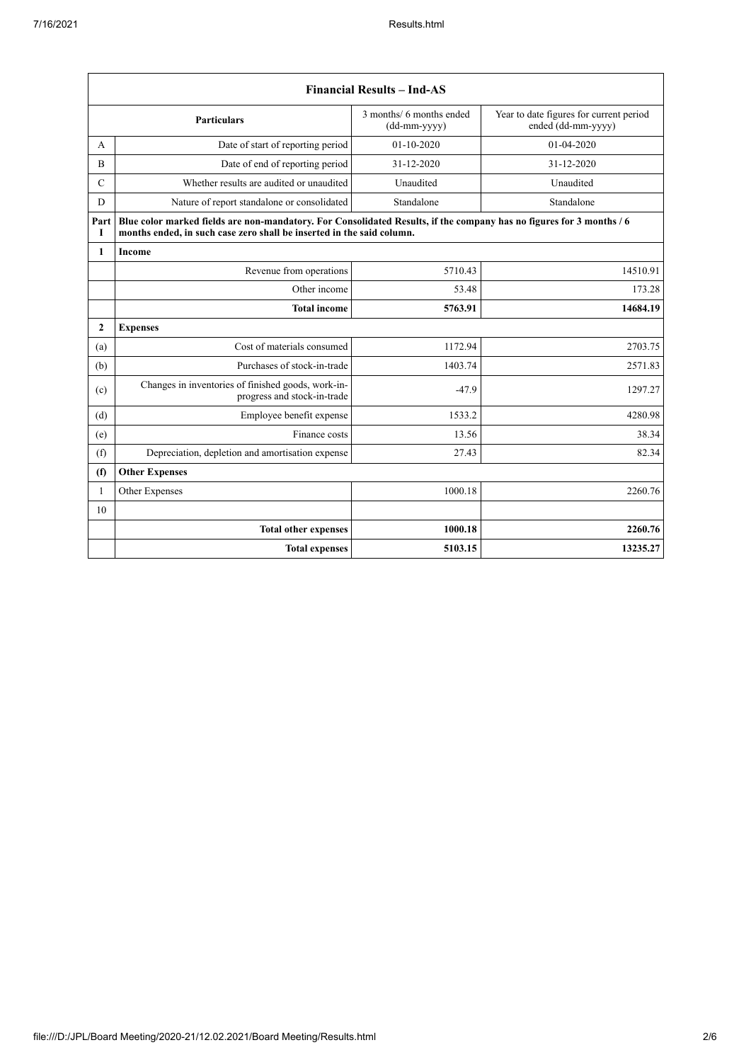| Financial Results – Ind-AS | | | |
|---|---|---|---|
| | **Particulars** | 3 months/ 6 months ended (dd-mm-yyyy) | Year to date figures for current period ended (dd-mm-yyyy) |
| A | Date of start of reporting period | 01-10-2020 | 01-04-2020 |
| B | Date of end of reporting period | 31-12-2020 | 31-12-2020 |
| C | Whether results are audited or unaudited | Unaudited | Unaudited |
| D | Nature of report standalone or consolidated | Standalone | Standalone |
| Part I | **Blue color marked fields are non-mandatory. For Consolidated Results, if the company has no figures for 3 months / 6 months ended, in such case zero shall be inserted in the said column.** | | |
| **1** | **Income** | | |
| | Revenue from operations | 5710.43 | 14510.91 |
| | Other income | 53.48 | 173.28 |
| | **Total income** | **5763.91** | **14684.19** |
| **2** | **Expenses** | | |
| (a) | Cost of materials consumed | 1172.94 | 2703.75 |
| (b) | Purchases of stock-in-trade | 1403.74 | 2571.83 |
| (c) | Changes in inventories of finished goods, work-in-progress and stock-in-trade | -47.9 | 1297.27 |
| (d) | Employee benefit expense | 1533.2 | 4280.98 |
| (e) | Finance costs | 13.56 | 38.34 |
| (f) | Depreciation, depletion and amortisation expense | 27.43 | 82.34 |
| **(f)** | **Other Expenses** | | |
| 1 | Other Expenses | 1000.18 | 2260.76 |
| 10 | | | |
| | **Total other expenses** | **1000.18** | **2260.76** |
| | **Total expenses** | **5103.15** | **13235.27** |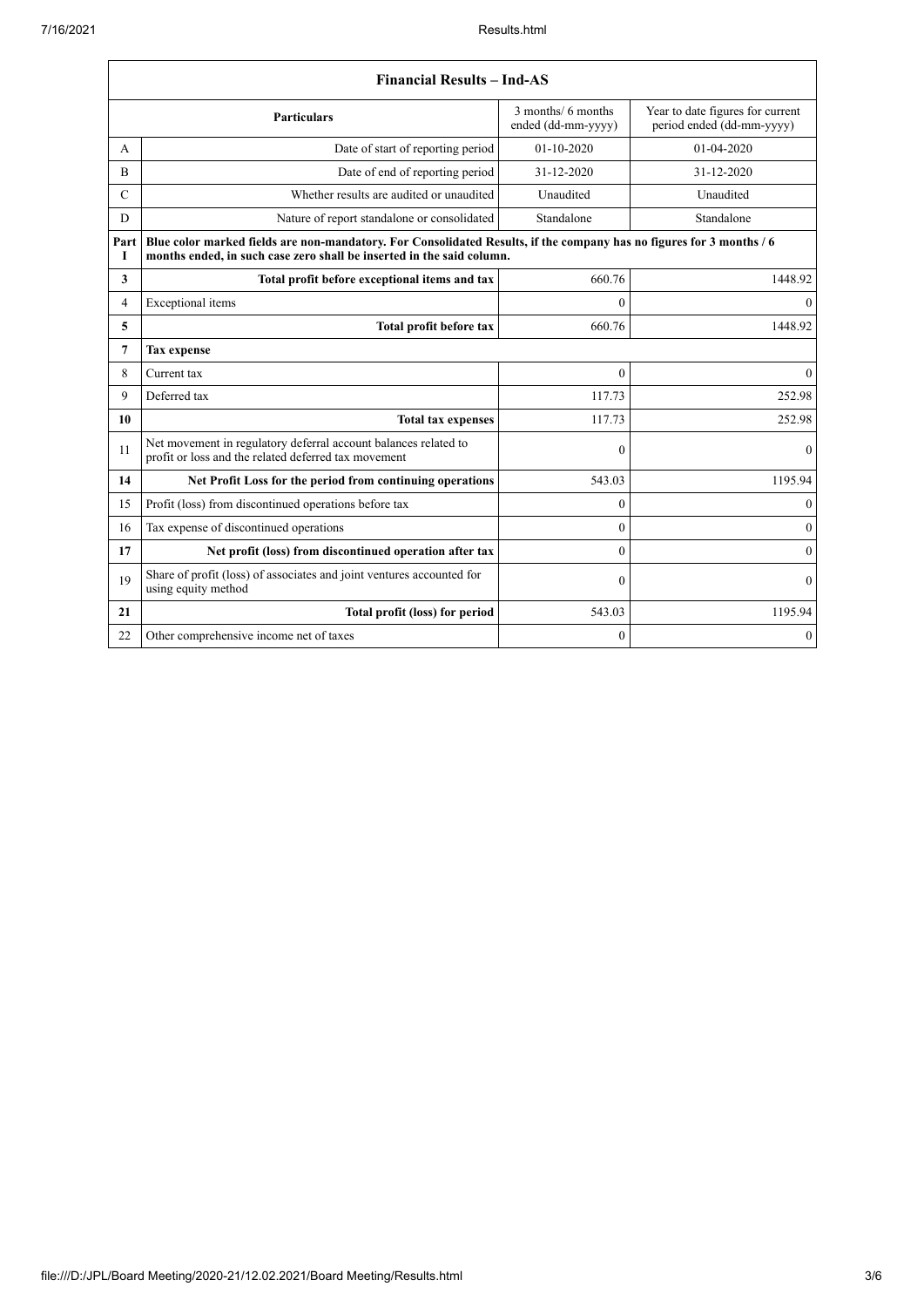| Financial Results – Ind-AS | | | |
|---|---|---|---|
| | **Particulars** | 3 months/ 6 months ended (dd-mm-yyyy) | Year to date figures for current period ended (dd-mm-yyyy) |
| A | Date of start of reporting period | 01-10-2020 | 01-04-2020 |
| B | Date of end of reporting period | 31-12-2020 | 31-12-2020 |
| C | Whether results are audited or unaudited | Unaudited | Unaudited |
| D | Nature of report standalone or consolidated | Standalone | Standalone |
| Part I | **Blue color marked fields are non-mandatory. For Consolidated Results, if the company has no figures for 3 months / 6 months ended, in such case zero shall be inserted in the said column.** | | |
| **3** | **Total profit before exceptional items and tax** | 660.76 | 1448.92 |
| 4 | Exceptional items | 0 | 0 |
| **5** | **Total profit before tax** | 660.76 | 1448.92 |
| **7** | **Tax expense** | | |
| 8 | Current tax | 0 | 0 |
| 9 | Deferred tax | 117.73 | 252.98 |
| **10** | **Total tax expenses** | 117.73 | 252.98 |
| 11 | Net movement in regulatory deferral account balances related to profit or loss and the related deferred tax movement | 0 | 0 |
| **14** | **Net Profit Loss for the period from continuing operations** | 543.03 | 1195.94 |
| 15 | Profit (loss) from discontinued operations before tax | 0 | 0 |
| 16 | Tax expense of discontinued operations | 0 | 0 |
| **17** | **Net profit (loss) from discontinued operation after tax** | 0 | 0 |
| 19 | Share of profit (loss) of associates and joint ventures accounted for using equity method | 0 | 0 |
| **21** | **Total profit (loss) for period** | 543.03 | 1195.94 |
| 22 | Other comprehensive income net of taxes | 0 | 0 |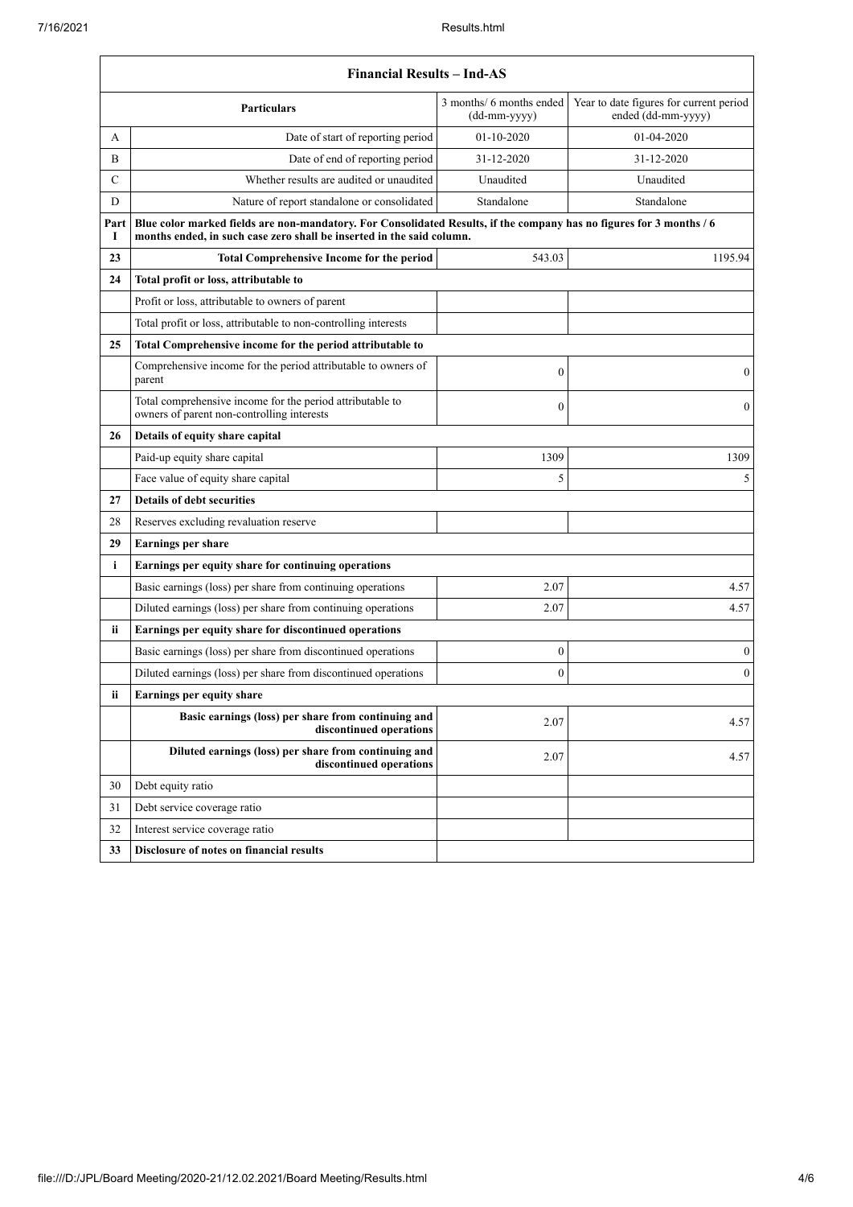| Financial Results – Ind-AS | | | |
|---|---|---|---|
| | **Particulars** | 3 months/ 6 months ended (dd-mm-yyyy) | Year to date figures for current period ended (dd-mm-yyyy) |
| A | Date of start of reporting period | 01-10-2020 | 01-04-2020 |
| B | Date of end of reporting period | 31-12-2020 | 31-12-2020 |
| C | Whether results are audited or unaudited | Unaudited | Unaudited |
| D | Nature of report standalone or consolidated | Standalone | Standalone |
| Part I | **Blue color marked fields are non-mandatory. For Consolidated Results, if the company has no figures for 3 months / 6 months ended, in such case zero shall be inserted in the said column.** | | |
| **23** | **Total Comprehensive Income for the period** | 543.03 | 1195.94 |
| **24** | **Total profit or loss, attributable to** | | |
| | Profit or loss, attributable to owners of parent | | |
| | Total profit or loss, attributable to non-controlling interests | | |
| **25** | **Total Comprehensive income for the period attributable to** | | |
| | Comprehensive income for the period attributable to owners of parent | 0 | 0 |
| | Total comprehensive income for the period attributable to owners of parent non-controlling interests | 0 | 0 |
| **26** | **Details of equity share capital** | | |
| | Paid-up equity share capital | 1309 | 1309 |
| | Face value of equity share capital | 5 | 5 |
| **27** | **Details of debt securities** | | |
| 28 | Reserves excluding revaluation reserve | | |
| **29** | **Earnings per share** | | |
| **i** | **Earnings per equity share for continuing operations** | | |
| | Basic earnings (loss) per share from continuing operations | 2.07 | 4.57 |
| | Diluted earnings (loss) per share from continuing operations | 2.07 | 4.57 |
| **ii** | **Earnings per equity share for discontinued operations** | | |
| | Basic earnings (loss) per share from discontinued operations | 0 | 0 |
| | Diluted earnings (loss) per share from discontinued operations | 0 | 0 |
| **ii** | **Earnings per equity share** | | |
| | **Basic earnings (loss) per share from continuing and discontinued operations** | 2.07 | 4.57 |
| | **Diluted earnings (loss) per share from continuing and discontinued operations** | 2.07 | 4.57 |
| 30 | Debt equity ratio | | |
| 31 | Debt service coverage ratio | | |
| 32 | Interest service coverage ratio | | |
| **33** | **Disclosure of notes on financial results** | | |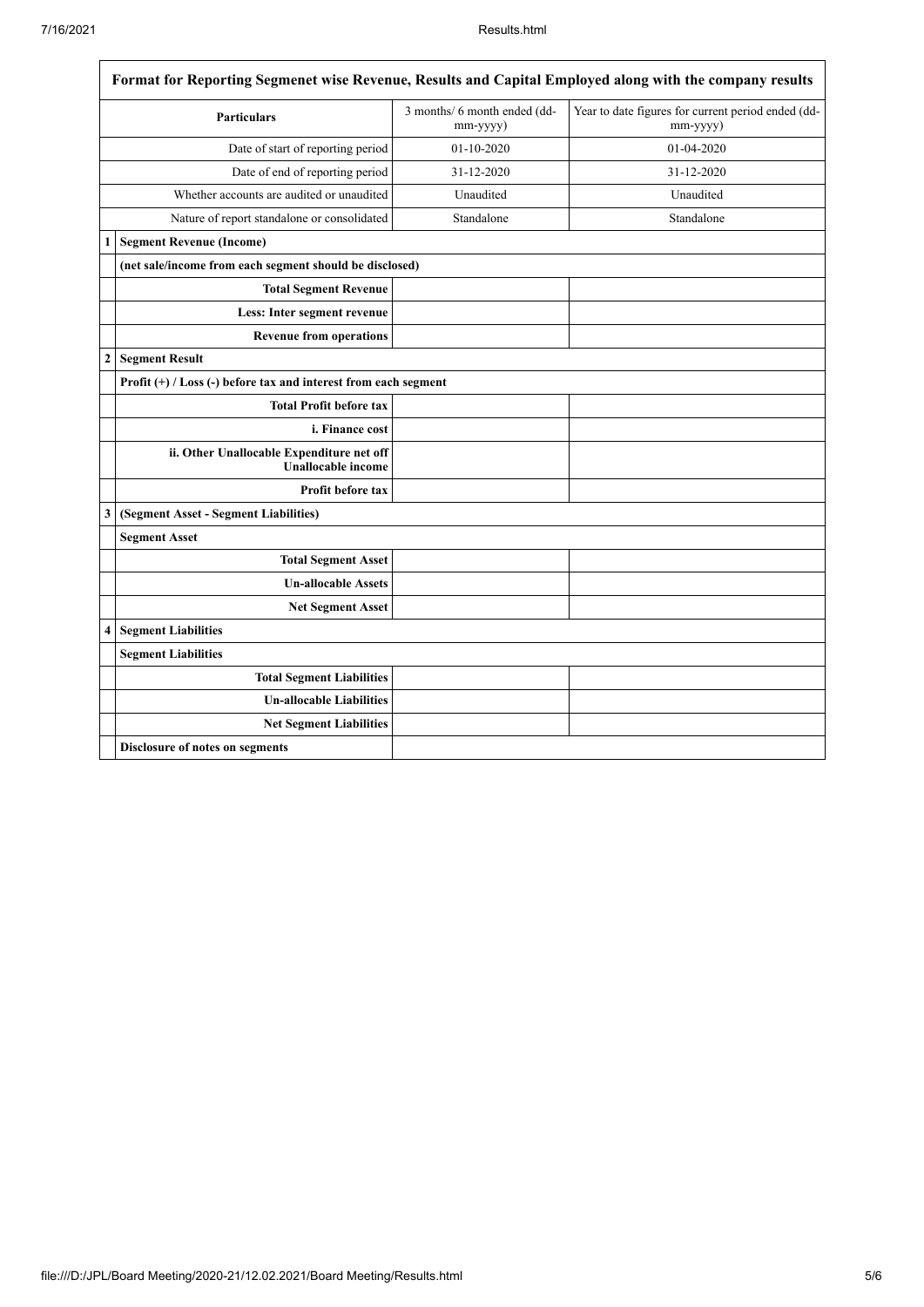| Format for Reporting Segmenet wise Revenue, Results and Capital Employed along with the company results | | | |
|---|---|---|---|
| | **Particulars** | 3 months/ 6 month ended (dd-mm-yyyy) | Year to date figures for current period ended (dd-mm-yyyy) |
| | Date of start of reporting period | 01-10-2020 | 01-04-2020 |
| | Date of end of reporting period | 31-12-2020 | 31-12-2020 |
| | Whether accounts are audited or unaudited | Unaudited | Unaudited |
| | Nature of report standalone or consolidated | Standalone | Standalone |
| 1 | **Segment Revenue (Income)** | | |
| | **(net sale/income from each segment should be disclosed)** | | |
| | **Total Segment Revenue** | | |
| | **Less: Inter segment revenue** | | |
| | **Revenue from operations** | | |
| 2 | **Segment Result** | | |
| | **Profit (+) / Loss (-) before tax and interest from each segment** | | |
| | **Total Profit before tax** | | |
| | **i. Finance cost** | | |
| | **ii. Other Unallocable Expenditure net off Unallocable income** | | |
| | **Profit before tax** | | |
| 3 | **(Segment Asset - Segment Liabilities)** | | |
| | **Segment Asset** | | |
| | **Total Segment Asset** | | |
| | **Un-allocable Assets** | | |
| | **Net Segment Asset** | | |
| 4 | **Segment Liabilities** | | |
| | **Segment Liabilities** | | |
| | **Total Segment Liabilities** | | |
| | **Un-allocable Liabilities** | | |
| | **Net Segment Liabilities** | | |
| | **Disclosure of notes on segments** | | |